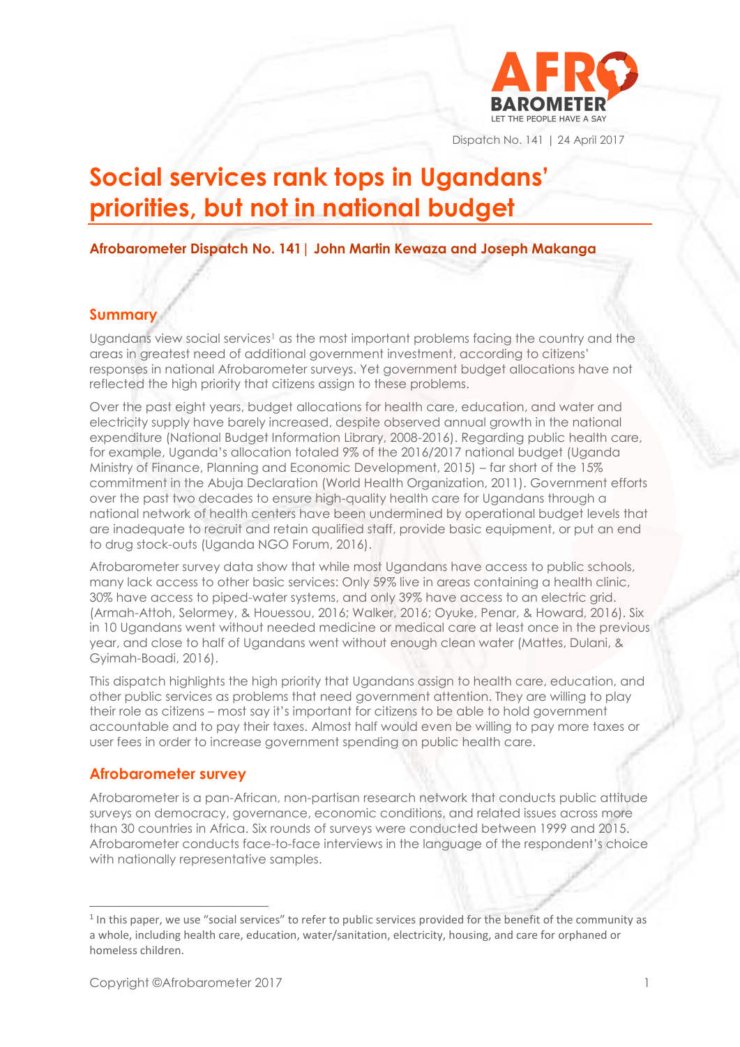Dispatch No. 141 | 24 April 2017

# Social services rank tops in Ugandans' priorities, but not in national budget

**Afrobarometer Dispatch No. 141 | John Martin Kewaza and Joseph Makanga**

## Summary

Ugandans view social services[1] as the most important problems facing the country and the areas in greatest need of additional government investment, according to citizens' responses in national Afrobarometer surveys. Yet government budget allocations have not reflected the high priority that citizens assign to these problems.

Over the past eight years, budget allocations for health care, education, and water and electricity supply have barely increased, despite observed annual growth in the national expenditure (National Budget Information Library, 2008-2016). Regarding public health care, for example, Uganda's allocation totaled 9% of the 2016/2017 national budget (Uganda Ministry of Finance, Planning and Economic Development, 2015) – far short of the 15% commitment in the Abuja Declaration (World Health Organization, 2011). Government efforts over the past two decades to ensure high-quality health care for Ugandans through a national network of health centers have been undermined by operational budget levels that are inadequate to recruit and retain qualified staff, provide basic equipment, or put an end to drug stock-outs (Uganda NGO Forum, 2016).

Afrobarometer survey data show that while most Ugandans have access to public schools, many lack access to other basic services: Only 59% live in areas containing a health clinic, 30% have access to piped-water systems, and only 39% have access to an electric grid. (Armah-Attoh, Selormey, & Houessou, 2016; Walker, 2016; Oyuke, Penar, & Howard, 2016). Six in 10 Ugandans went without needed medicine or medical care at least once in the previous year, and close to half of Ugandans went without enough clean water (Mattes, Dulani, & Gyimah-Boadi, 2016).

This dispatch highlights the high priority that Ugandans assign to health care, education, and other public services as problems that need government attention. They are willing to play their role as citizens – most say it's important for citizens to be able to hold government accountable and to pay their taxes. Almost half would even be willing to pay more taxes or user fees in order to increase government spending on public health care.

## Afrobarometer survey

Afrobarometer is a pan-African, non-partisan research network that conducts public attitude surveys on democracy, governance, economic conditions, and related issues across more than 30 countries in Africa. Six rounds of surveys were conducted between 1999 and 2015. Afrobarometer conducts face-to-face interviews in the language of the respondent's choice with nationally representative samples.

---

[1] In this paper, we use "social services" to refer to public services provided for the benefit of the community as a whole, including health care, education, water/sanitation, electricity, housing, and care for orphaned or homeless children.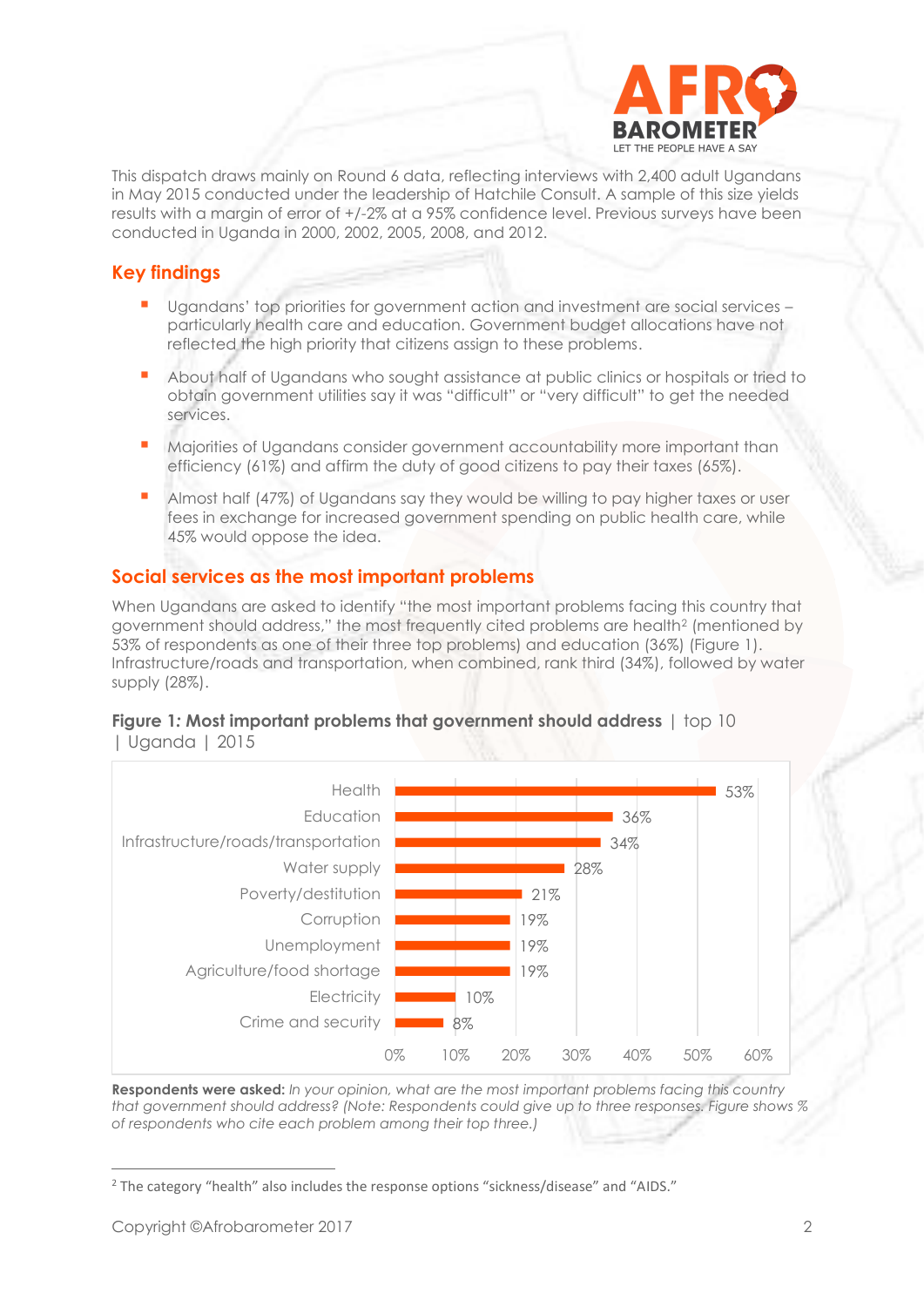This dispatch draws mainly on Round 6 data, reflecting interviews with 2,400 adult Ugandans in May 2015 conducted under the leadership of Hatchile Consult. A sample of this size yields results with a margin of error of +/-2% at a 95% confidence level. Previous surveys have been conducted in Uganda in 2000, 2002, 2005, 2008, and 2012.

## Key findings

- Ugandans' top priorities for government action and investment are social services – particularly health care and education. Government budget allocations have not reflected the high priority that citizens assign to these problems.
- About half of Ugandans who sought assistance at public clinics or hospitals or tried to obtain government utilities say it was "difficult" or "very difficult" to get the needed services.
- Majorities of Ugandans consider government accountability more important than efficiency (61%) and affirm the duty of good citizens to pay their taxes (65%).
- Almost half (47%) of Ugandans say they would be willing to pay higher taxes or user fees in exchange for increased government spending on public health care, while 45% would oppose the idea.

## Social services as the most important problems

When Ugandans are asked to identify "the most important problems facing this country that government should address," the most frequently cited problems are health[2] (mentioned by 53% of respondents as one of their three top problems) and education (36%) (Figure 1). Infrastructure/roads and transportation, when combined, rank third (34%), followed by water supply (28%).

**Figure 1: Most important problems that government should address** | top 10 | Uganda | 2015

| Problem | % |
|---|---|
| Health | 53% |
| Education | 36% |
| Infrastructure/roads/transportation | 34% |
| Water supply | 28% |
| Poverty/destitution | 21% |
| Corruption | 19% |
| Unemployment | 19% |
| Agriculture/food shortage | 19% |
| Electricity | 10% |
| Crime and security | 8% |

**Respondents were asked:** *In your opinion, what are the most important problems facing this country that government should address? (Note: Respondents could give up to three responses. Figure shows % of respondents who cite each problem among their top three.)*

[2] The category "health" also includes the response options "sickness/disease" and "AIDS."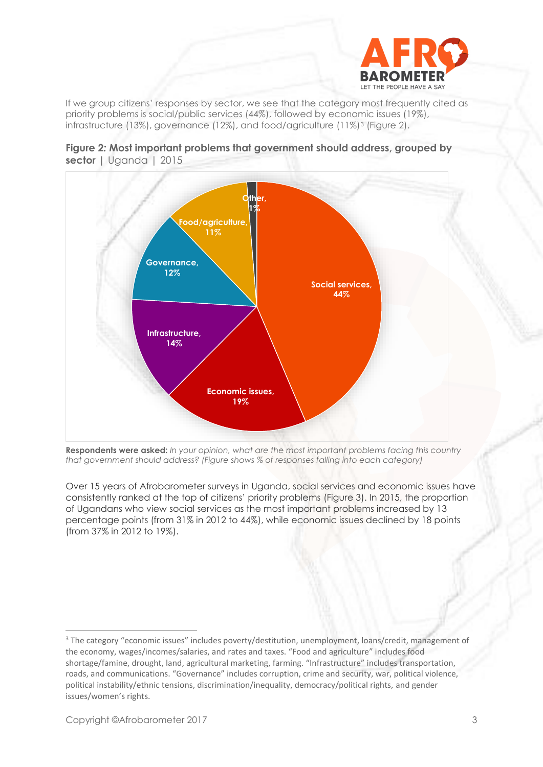If we group citizens' responses by sector, we see that the category most frequently cited as priority problems is social/public services (44%), followed by economic issues (19%), infrastructure (13%), governance (12%), and food/agriculture (11%)[3] (Figure 2).

**Figure 2: Most important problems that government should address, grouped by sector** | Uganda | 2015

| Sector | % |
|---|---|
| Social services | 44% |
| Economic issues | 19% |
| Infrastructure | 14% |
| Governance | 12% |
| Food/agriculture | 11% |
| Other | 1% |

**Respondents were asked:** *In your opinion, what are the most important problems facing this country that government should address? (Figure shows % of responses falling into each category)*

Over 15 years of Afrobarometer surveys in Uganda, social services and economic issues have consistently ranked at the top of citizens' priority problems (Figure 3). In 2015, the proportion of Ugandans who view social services as the most important problems increased by 13 percentage points (from 31% in 2012 to 44%), while economic issues declined by 18 points (from 37% in 2012 to 19%).

[3] The category "economic issues" includes poverty/destitution, unemployment, loans/credit, management of the economy, wages/incomes/salaries, and rates and taxes. "Food and agriculture" includes food shortage/famine, drought, land, agricultural marketing, farming. "Infrastructure" includes transportation, roads, and communications. "Governance" includes corruption, crime and security, war, political violence, political instability/ethnic tensions, discrimination/inequality, democracy/political rights, and gender issues/women's rights.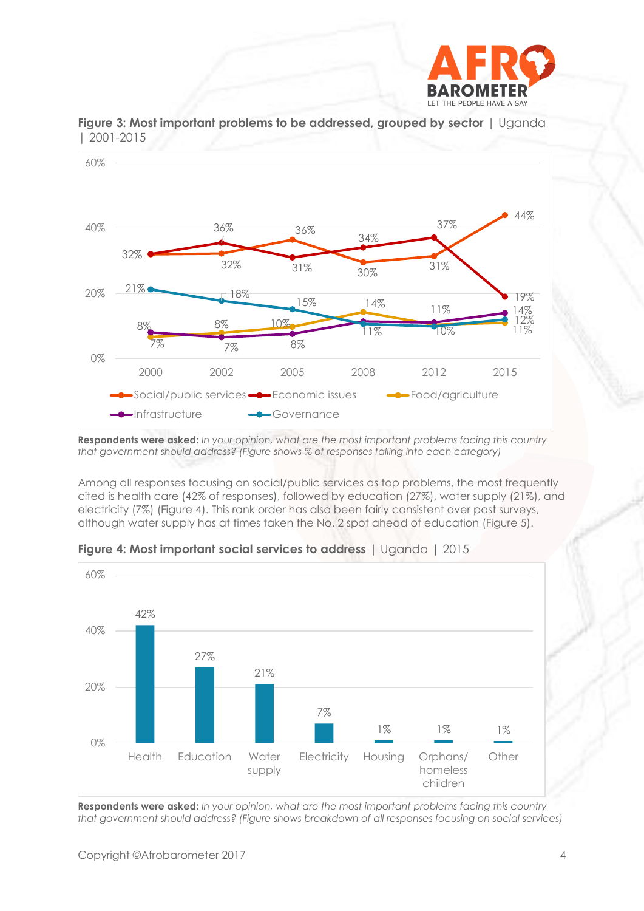**Figure 3: Most important problems to be addressed, grouped by sector** | Uganda | 2001-2015

| | 2000 | 2002 | 2005 | 2008 | 2012 | 2015 |
|---|---|---|---|---|---|---|
| Social/public services | 32% | 32% | 36% | 30% | 31% | 44% |
| Economic issues | 32% | 36% | 31% | 34% | 37% | 19% |
| Food/agriculture | 7% | 8% | 10% | 14% | 10% | 11% |
| Infrastructure | 8% | 7% | 8% | 11% | 11% | 14% |
| Governance | 21% | 18% | 15% | 11% | 10% | 12% |

**Respondents were asked:** *In your opinion, what are the most important problems facing this country that government should address? (Figure shows % of responses falling into each category)*

Among all responses focusing on social/public services as top problems, the most frequently cited is health care (42% of responses), followed by education (27%), water supply (21%), and electricity (7%) (Figure 4). This rank order has also been fairly consistent over past surveys, although water supply has at times taken the No. 2 spot ahead of education (Figure 5).

**Figure 4: Most important social services to address** | Uganda | 2015

| Health | Education | Water supply | Electricity | Housing | Orphans/ homeless children | Other |
|---|---|---|---|---|---|---|
| 42% | 27% | 21% | 7% | 1% | 1% | 1% |

**Respondents were asked:** *In your opinion, what are the most important problems facing this country that government should address? (Figure shows breakdown of all responses focusing on social services)*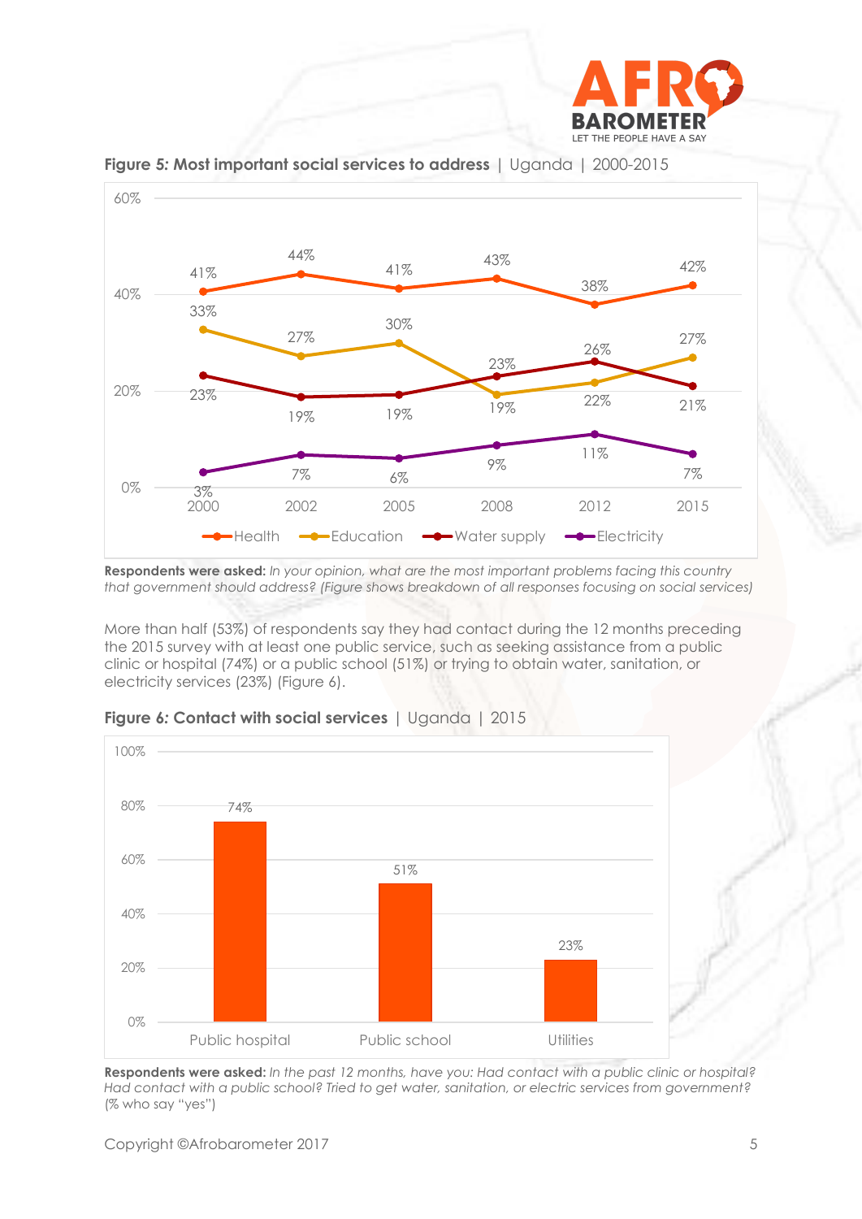**Figure 5: Most important social services to address** | Uganda | 2000-2015

| | 2000 | 2002 | 2005 | 2008 | 2012 | 2015 |
|---|---|---|---|---|---|---|
| Health | 41% | 44% | 41% | 43% | 38% | 42% |
| Education | 33% | 27% | 30% | 19% | 22% | 27% |
| Water supply | 23% | 19% | 19% | 23% | 26% | 21% |
| Electricity | 3% | 7% | 6% | 9% | 11% | 7% |

**Respondents were asked:** *In your opinion, what are the most important problems facing this country that government should address? (Figure shows breakdown of all responses focusing on social services)*

More than half (53%) of respondents say they had contact during the 12 months preceding the 2015 survey with at least one public service, such as seeking assistance from a public clinic or hospital (74%) or a public school (51%) or trying to obtain water, sanitation, or electricity services (23%) (Figure 6).

**Figure 6: Contact with social services** | Uganda | 2015

| | % |
|---|---|
| Public hospital | 74% |
| Public school | 51% |
| Utilities | 23% |

**Respondents were asked:** *In the past 12 months, have you: Had contact with a public clinic or hospital? Had contact with a public school? Tried to get water, sanitation, or electric services from government? (% who say "yes")*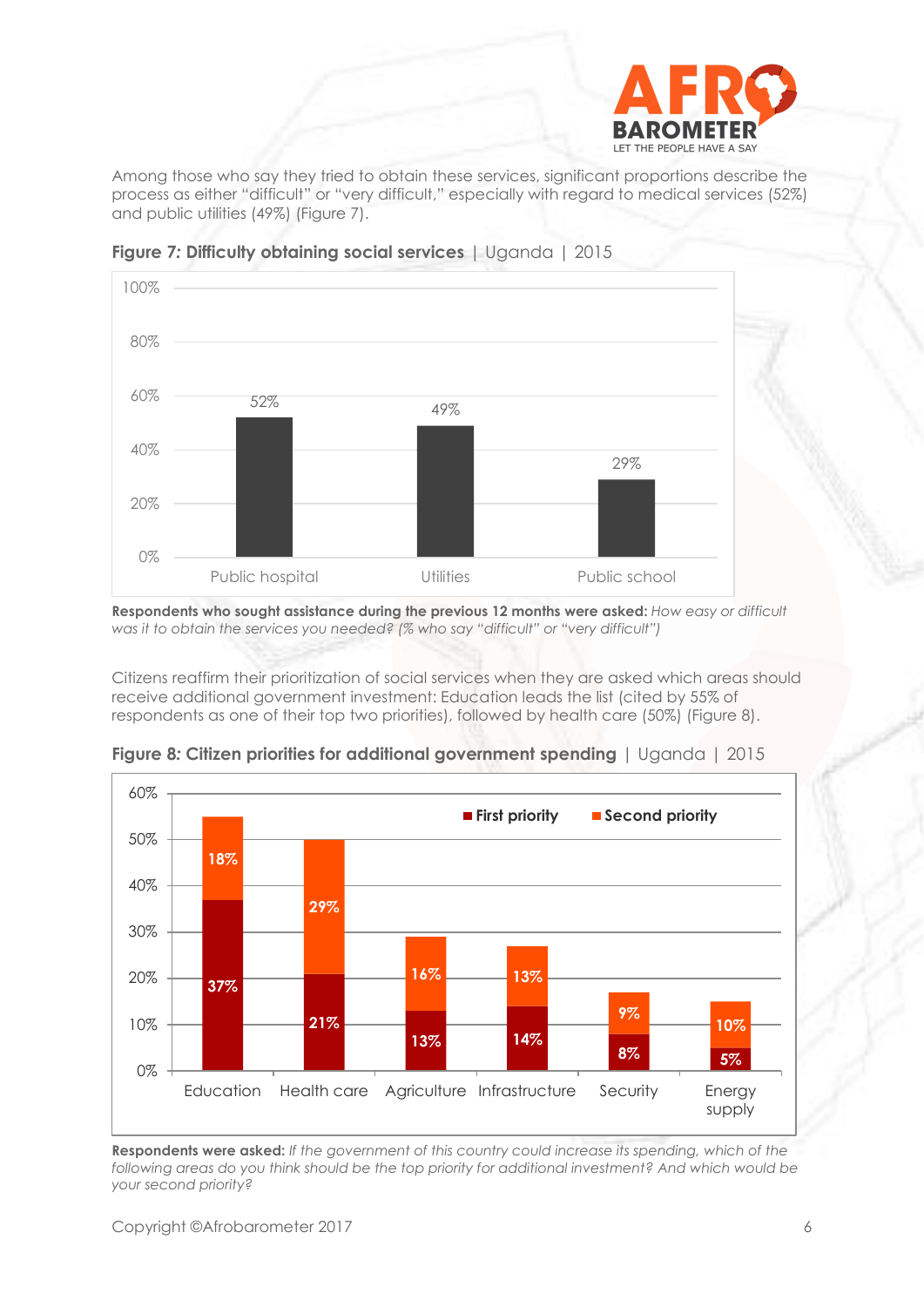Among those who say they tried to obtain these services, significant proportions describe the process as either "difficult" or "very difficult," especially with regard to medical services (52%) and public utilities (49%) (Figure 7).

**Figure 7: Difficulty obtaining social services** | Uganda | 2015

| | Public hospital | Utilities | Public school |
|---|---|---|---|
| % difficult/very difficult | 52% | 49% | 29% |

**Respondents who sought assistance during the previous 12 months were asked:** *How easy or difficult was it to obtain the services you needed? (% who say "difficult" or "very difficult")*

Citizens reaffirm their prioritization of social services when they are asked which areas should receive additional government investment: Education leads the list (cited by 55% of respondents as one of their top two priorities), followed by health care (50%) (Figure 8).

**Figure 8: Citizen priorities for additional government spending** | Uganda | 2015

| | First priority | Second priority |
|---|---|---|
| Education | 37% | 18% |
| Health care | 21% | 29% |
| Agriculture | 13% | 16% |
| Infrastructure | 14% | 13% |
| Security | 8% | 9% |
| Energy supply | 5% | 10% |

**Respondents were asked:** *If the government of this country could increase its spending, which of the following areas do you think should be the top priority for additional investment? And which would be your second priority?*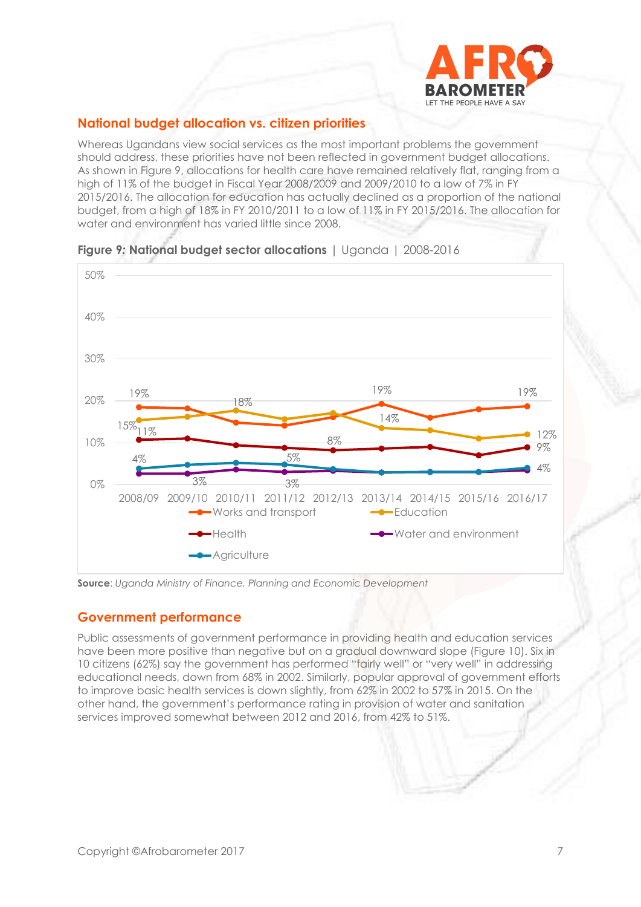## National budget allocation vs. citizen priorities

Whereas Ugandans view social services as the most important problems the government should address, these priorities have not been reflected in government budget allocations. As shown in Figure 9, allocations for health care have remained relatively flat, ranging from a high of 11% of the budget in Fiscal Year 2008/2009 and 2009/2010 to a low of 7% in FY 2015/2016. The allocation for education has actually declined as a proportion of the national budget, from a high of 18% in FY 2010/2011 to a low of 11% in FY 2015/2016. The allocation for water and environment has varied little since 2008.

**Figure 9: National budget sector allocations** | Uganda | 2008-2016

**Source**: *Uganda Ministry of Finance, Planning and Economic Development*

## Government performance

Public assessments of government performance in providing health and education services have been more positive than negative but on a gradual downward slope (Figure 10). Six in 10 citizens (62%) say the government has performed "fairly well" or "very well" in addressing educational needs, down from 68% in 2002. Similarly, popular approval of government efforts to improve basic health services is down slightly, from 62% in 2002 to 57% in 2015. On the other hand, the government's performance rating in provision of water and sanitation services improved somewhat between 2012 and 2016, from 42% to 51%.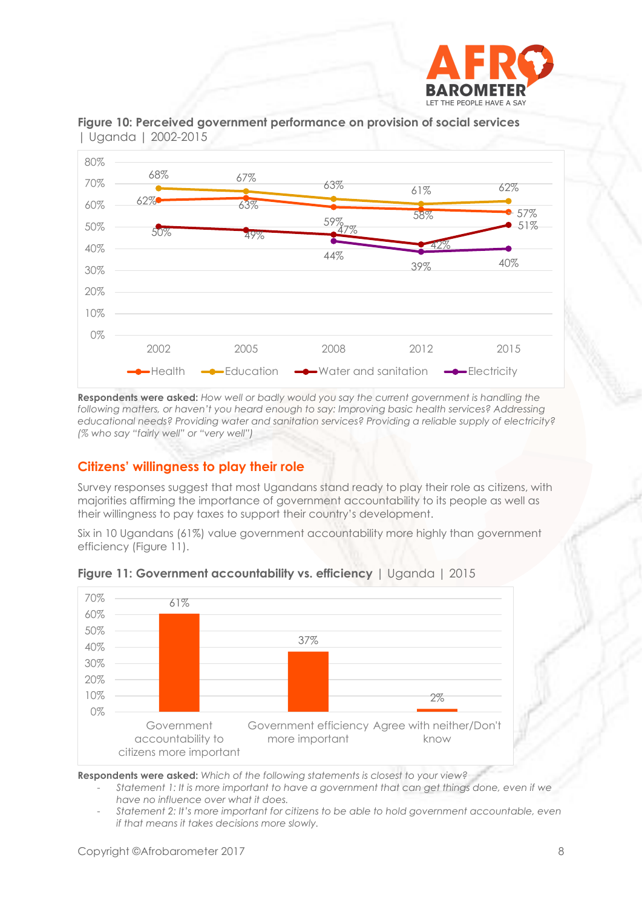**Figure 10: Perceived government performance on provision of social services** | Uganda | 2002-2015

| | 2002 | 2005 | 2008 | 2012 | 2015 |
|---|---|---|---|---|---|
| Health | 62% | 63% | 59% | 58% | 57% |
| Education | 68% | 67% | 63% | 61% | 62% |
| Water and sanitation | 50% | 49% | 47% | 42% | 51% |
| Electricity | | | 44% | 39% | 40% |

**Respondents were asked:** *How well or badly would you say the current government is handling the following matters, or haven't you heard enough to say: Improving basic health services? Addressing educational needs? Providing water and sanitation services? Providing a reliable supply of electricity? (% who say "fairly well" or "very well")*

## Citizens' willingness to play their role

Survey responses suggest that most Ugandans stand ready to play their role as citizens, with majorities affirming the importance of government accountability to its people as well as their willingness to pay taxes to support their country's development.

Six in 10 Ugandans (61%) value government accountability more highly than government efficiency (Figure 11).

**Figure 11: Government accountability vs. efficiency** | Uganda | 2015

| Response | % |
|---|---|
| Government accountability to citizens more important | 61% |
| Government efficiency more important | 37% |
| Agree with neither/Don't know | 2% |

**Respondents were asked:** *Which of the following statements is closest to your view?*

- *Statement 1: It is more important to have a government that can get things done, even if we have no influence over what it does.*
- *Statement 2: It's more important for citizens to be able to hold government accountable, even if that means it takes decisions more slowly.*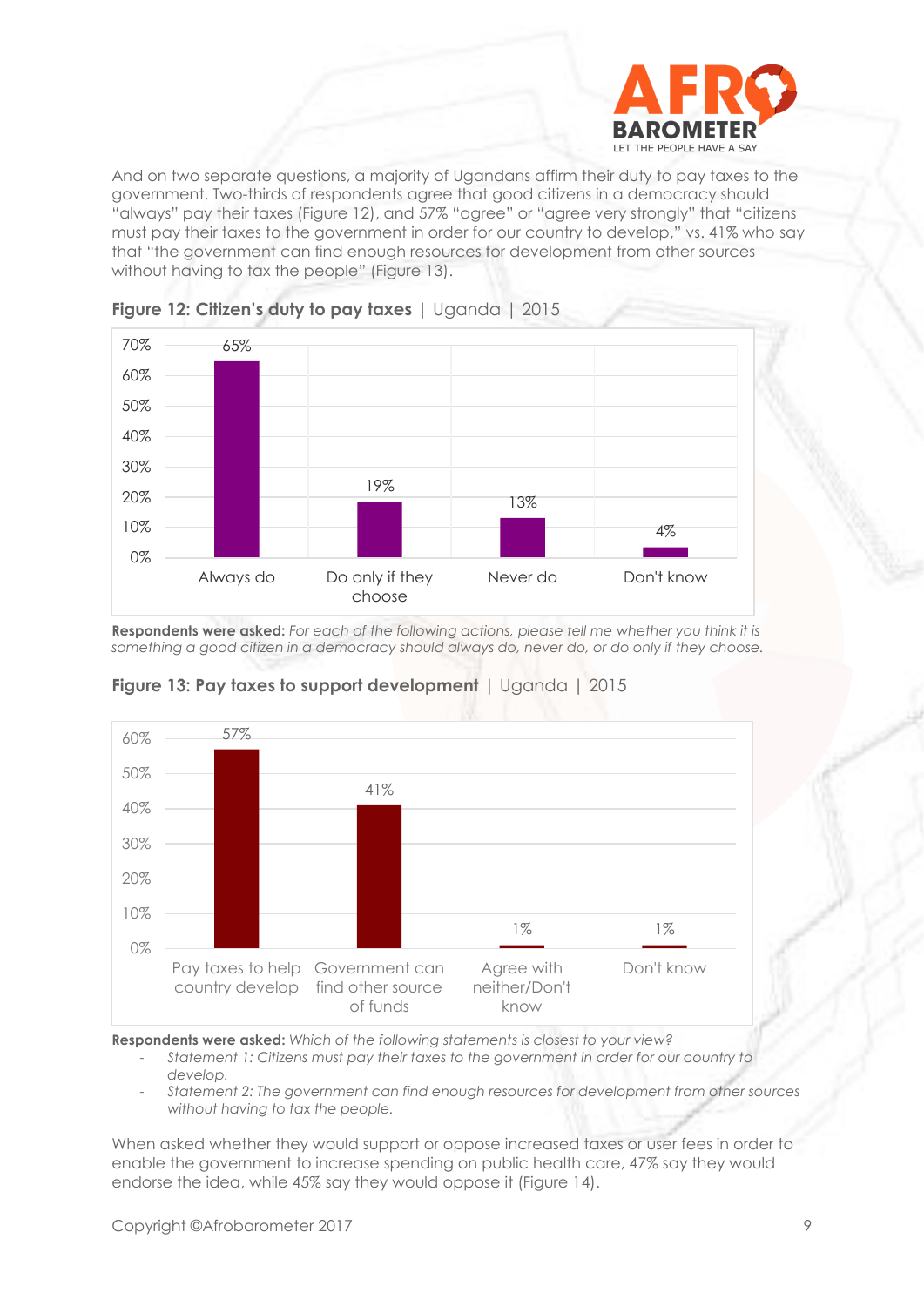And on two separate questions, a majority of Ugandans affirm their duty to pay taxes to the government. Two-thirds of respondents agree that good citizens in a democracy should "always" pay their taxes (Figure 12), and 57% "agree" or "agree very strongly" that "citizens must pay their taxes to the government in order for our country to develop," vs. 41% who say that "the government can find enough resources for development from other sources without having to tax the people" (Figure 13).

**Figure 12: Citizen's duty to pay taxes** | Uganda | 2015

| Always do | Do only if they choose | Never do | Don't know |
|---|---|---|---|
| 65% | 19% | 13% | 4% |

**Respondents were asked:** *For each of the following actions, please tell me whether you think it is something a good citizen in a democracy should always do, never do, or do only if they choose.*

**Figure 13: Pay taxes to support development** | Uganda | 2015

| Pay taxes to help country develop | Government can find other source of funds | Agree with neither/Don't know | Don't know |
|---|---|---|---|
| 57% | 41% | 1% | 1% |

**Respondents were asked:** *Which of the following statements is closest to your view?*

- *Statement 1: Citizens must pay their taxes to the government in order for our country to develop.*
- *Statement 2: The government can find enough resources for development from other sources without having to tax the people.*

When asked whether they would support or oppose increased taxes or user fees in order to enable the government to increase spending on public health care, 47% say they would endorse the idea, while 45% say they would oppose it (Figure 14).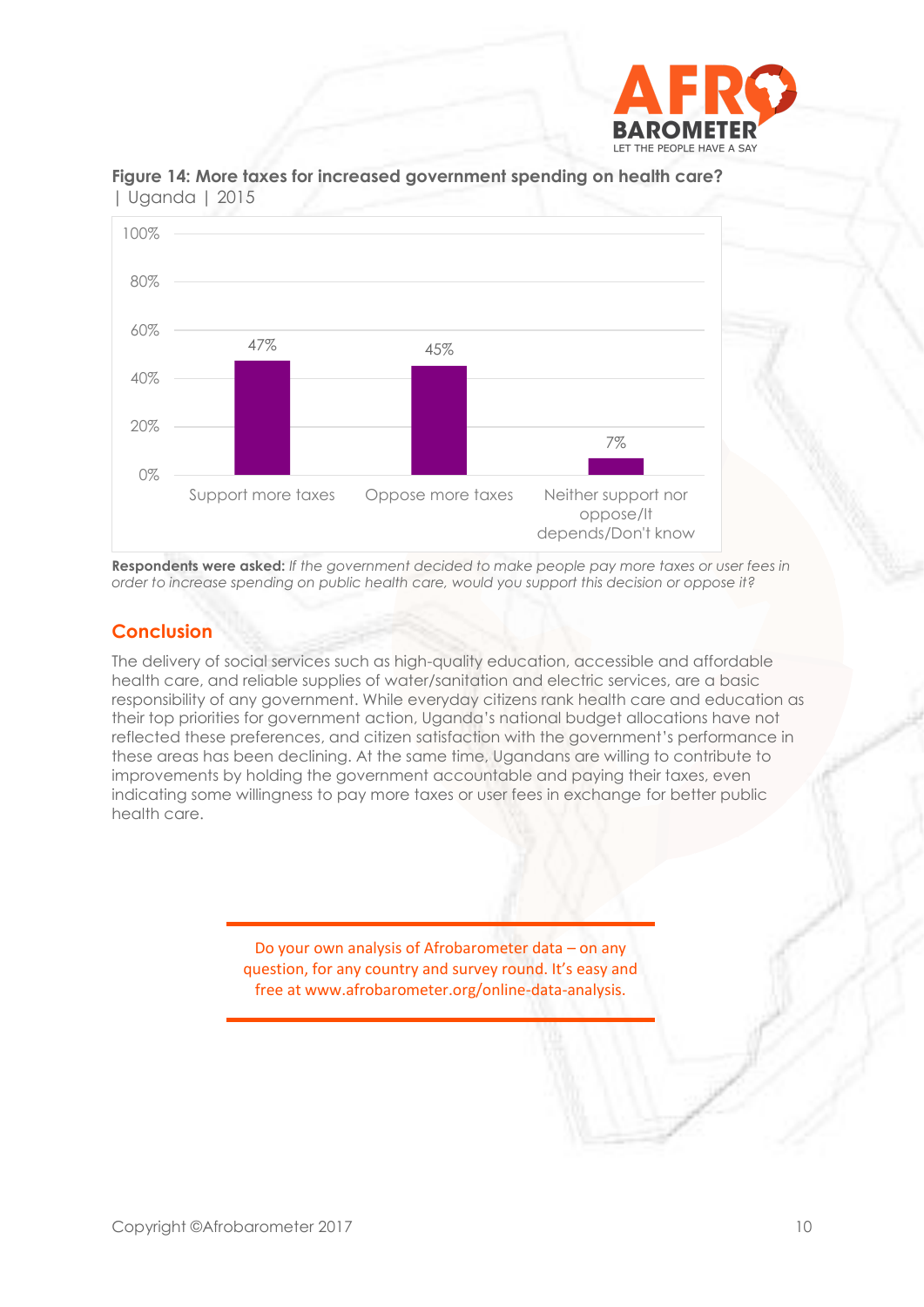**Figure 14: More taxes for increased government spending on health care?** | Uganda | 2015

| Response | % |
|---|---|
| Support more taxes | 47% |
| Oppose more taxes | 45% |
| Neither support nor oppose/It depends/Don't know | 7% |

**Respondents were asked:** *If the government decided to make people pay more taxes or user fees in order to increase spending on public health care, would you support this decision or oppose it?*

## Conclusion

The delivery of social services such as high-quality education, accessible and affordable health care, and reliable supplies of water/sanitation and electric services, are a basic responsibility of any government. While everyday citizens rank health care and education as their top priorities for government action, Uganda's national budget allocations have not reflected these preferences, and citizen satisfaction with the government's performance in these areas has been declining. At the same time, Ugandans are willing to contribute to improvements by holding the government accountable and paying their taxes, even indicating some willingness to pay more taxes or user fees in exchange for better public health care.

Do your own analysis of Afrobarometer data – on any question, for any country and survey round. It's easy and free at www.afrobarometer.org/online-data-analysis.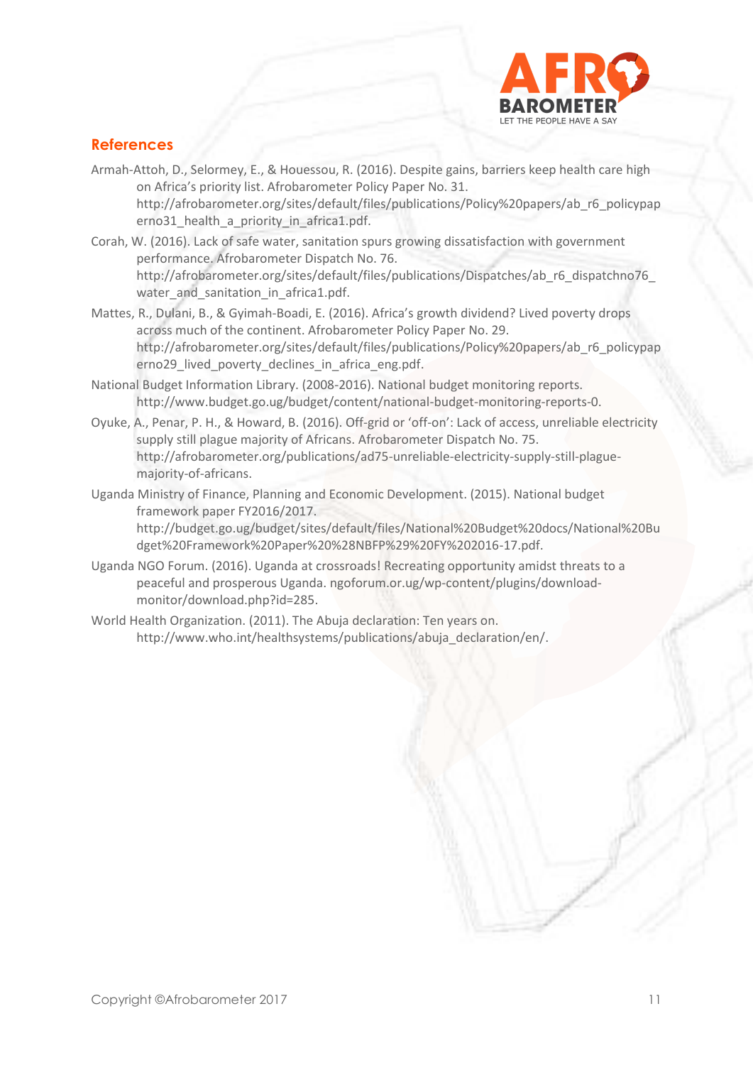## References

Armah-Attoh, D., Selormey, E., & Houessou, R. (2016). Despite gains, barriers keep health care high on Africa's priority list. Afrobarometer Policy Paper No. 31. http://afrobarometer.org/sites/default/files/publications/Policy%20papers/ab_r6_policypaperno31_health_a_priority_in_africa1.pdf.

Corah, W. (2016). Lack of safe water, sanitation spurs growing dissatisfaction with government performance. Afrobarometer Dispatch No. 76. http://afrobarometer.org/sites/default/files/publications/Dispatches/ab_r6_dispatchno76_water_and_sanitation_in_africa1.pdf.

Mattes, R., Dulani, B., & Gyimah-Boadi, E. (2016). Africa's growth dividend? Lived poverty drops across much of the continent. Afrobarometer Policy Paper No. 29. http://afrobarometer.org/sites/default/files/publications/Policy%20papers/ab_r6_policypaperno29_lived_poverty_declines_in_africa_eng.pdf.

National Budget Information Library. (2008-2016). National budget monitoring reports. http://www.budget.go.ug/budget/content/national-budget-monitoring-reports-0.

Oyuke, A., Penar, P. H., & Howard, B. (2016). Off-grid or 'off-on': Lack of access, unreliable electricity supply still plague majority of Africans. Afrobarometer Dispatch No. 75. http://afrobarometer.org/publications/ad75-unreliable-electricity-supply-still-plague-majority-of-africans.

Uganda Ministry of Finance, Planning and Economic Development. (2015). National budget framework paper FY2016/2017. http://budget.go.ug/budget/sites/default/files/National%20Budget%20docs/National%20Budget%20Framework%20Paper%20%28NBFP%29%20FY%202016-17.pdf.

Uganda NGO Forum. (2016). Uganda at crossroads! Recreating opportunity amidst threats to a peaceful and prosperous Uganda. ngoforum.or.ug/wp-content/plugins/download-monitor/download.php?id=285.

World Health Organization. (2011). The Abuja declaration: Ten years on. http://www.who.int/healthsystems/publications/abuja_declaration/en/.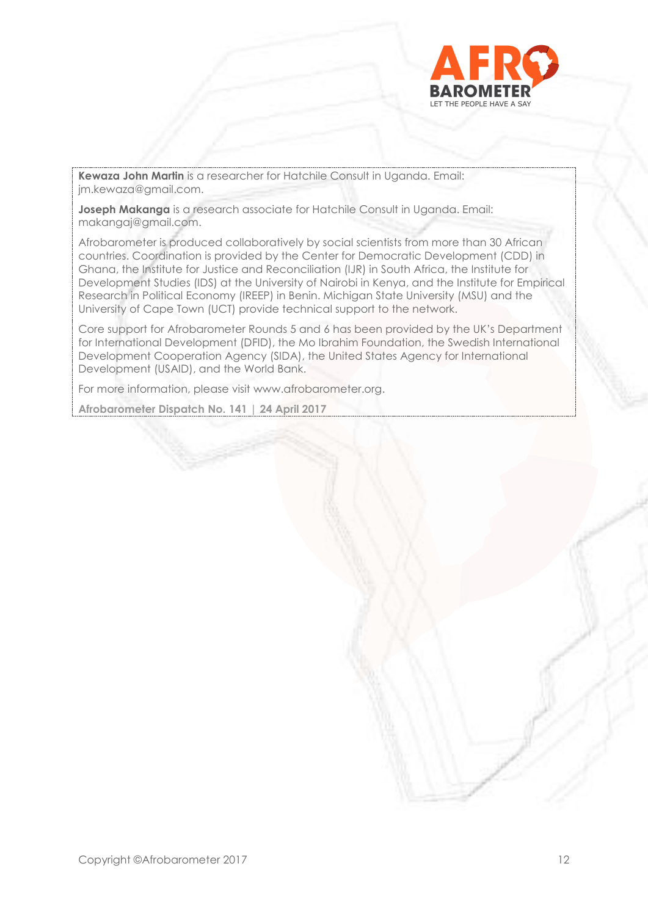**Kewaza John Martin** is a researcher for Hatchile Consult in Uganda. Email: jm.kewaza@gmail.com.

**Joseph Makanga** is a research associate for Hatchile Consult in Uganda. Email: makangaj@gmail.com.

Afrobarometer is produced collaboratively by social scientists from more than 30 African countries. Coordination is provided by the Center for Democratic Development (CDD) in Ghana, the Institute for Justice and Reconciliation (IJR) in South Africa, the Institute for Development Studies (IDS) at the University of Nairobi in Kenya, and the Institute for Empirical Research in Political Economy (IREEP) in Benin. Michigan State University (MSU) and the University of Cape Town (UCT) provide technical support to the network.

Core support for Afrobarometer Rounds 5 and 6 has been provided by the UK's Department for International Development (DFID), the Mo Ibrahim Foundation, the Swedish International Development Cooperation Agency (SIDA), the United States Agency for International Development (USAID), and the World Bank.

For more information, please visit www.afrobarometer.org.

**Afrobarometer Dispatch No. 141 | 24 April 2017**